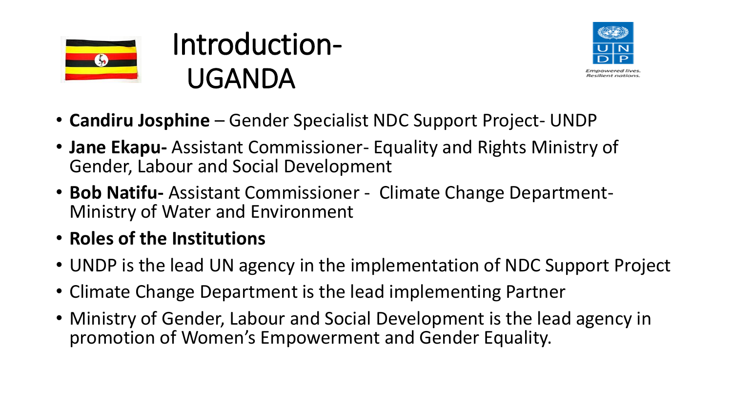# Introduction- UGANDA

- **Candiru Josphine** – Gender Specialist NDC Support Project- UNDP
- **Jane Ekapu-** Assistant Commissioner- Equality and Rights Ministry of Gender, Labour and Social Development
- **Bob Natifu-** Assistant Commissioner - Climate Change Department- Ministry of Water and Environment
- **Roles of the Institutions**
- UNDP is the lead UN agency in the implementation of NDC Support Project
- Climate Change Department is the lead implementing Partner
- Ministry of Gender, Labour and Social Development is the lead agency in promotion of Women's Empowerment and Gender Equality.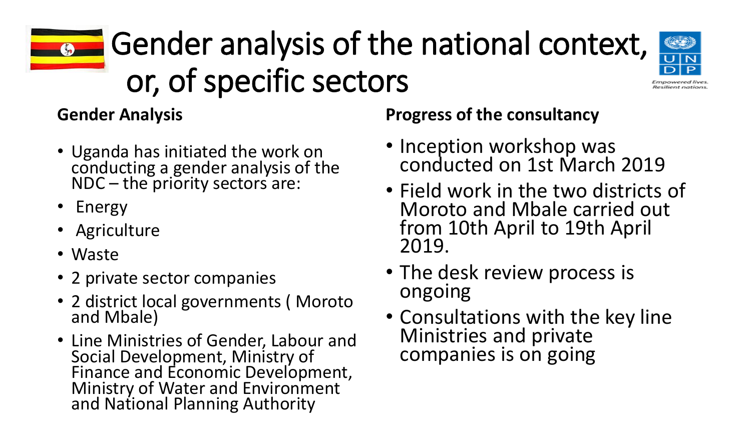# Gender analysis of the national context, or, of specific sectors

## Gender Analysis

- Uganda has initiated the work on conducting a gender analysis of the NDC – the priority sectors are:
- Energy
- Agriculture
- Waste
- 2 private sector companies
- 2 district local governments ( Moroto and Mbale)
- Line Ministries of Gender, Labour and Social Development, Ministry of Finance and Economic Development, Ministry of Water and Environment and National Planning Authority

## Progress of the consultancy

- Inception workshop was conducted on 1st March 2019
- Field work in the two districts of Moroto and Mbale carried out from 10th April to 19th April 2019.
- The desk review process is ongoing
- Consultations with the key line Ministries and private companies is on going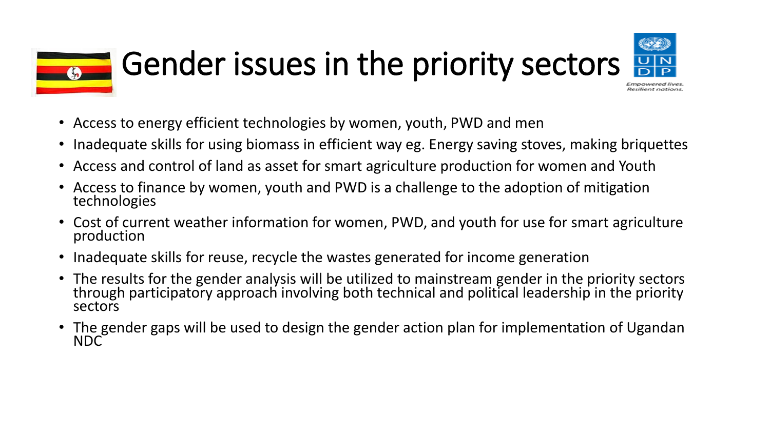# Gender issues in the priority sectors

*Empowered lives. Resilient nations.*

- Access to energy efficient technologies by women, youth, PWD and men
- Inadequate skills for using biomass in efficient way eg. Energy saving stoves, making briquettes
- Access and control of land as asset for smart agriculture production for women and Youth
- Access to finance by women, youth and PWD is a challenge to the adoption of mitigation technologies
- Cost of current weather information for women, PWD, and youth for use for smart agriculture production
- Inadequate skills for reuse, recycle the wastes generated for income generation
- The results for the gender analysis will be utilized to mainstream gender in the priority sectors through participatory approach involving both technical and political leadership in the priority sectors
- The gender gaps will be used to design the gender action plan for implementation of Ugandan NDC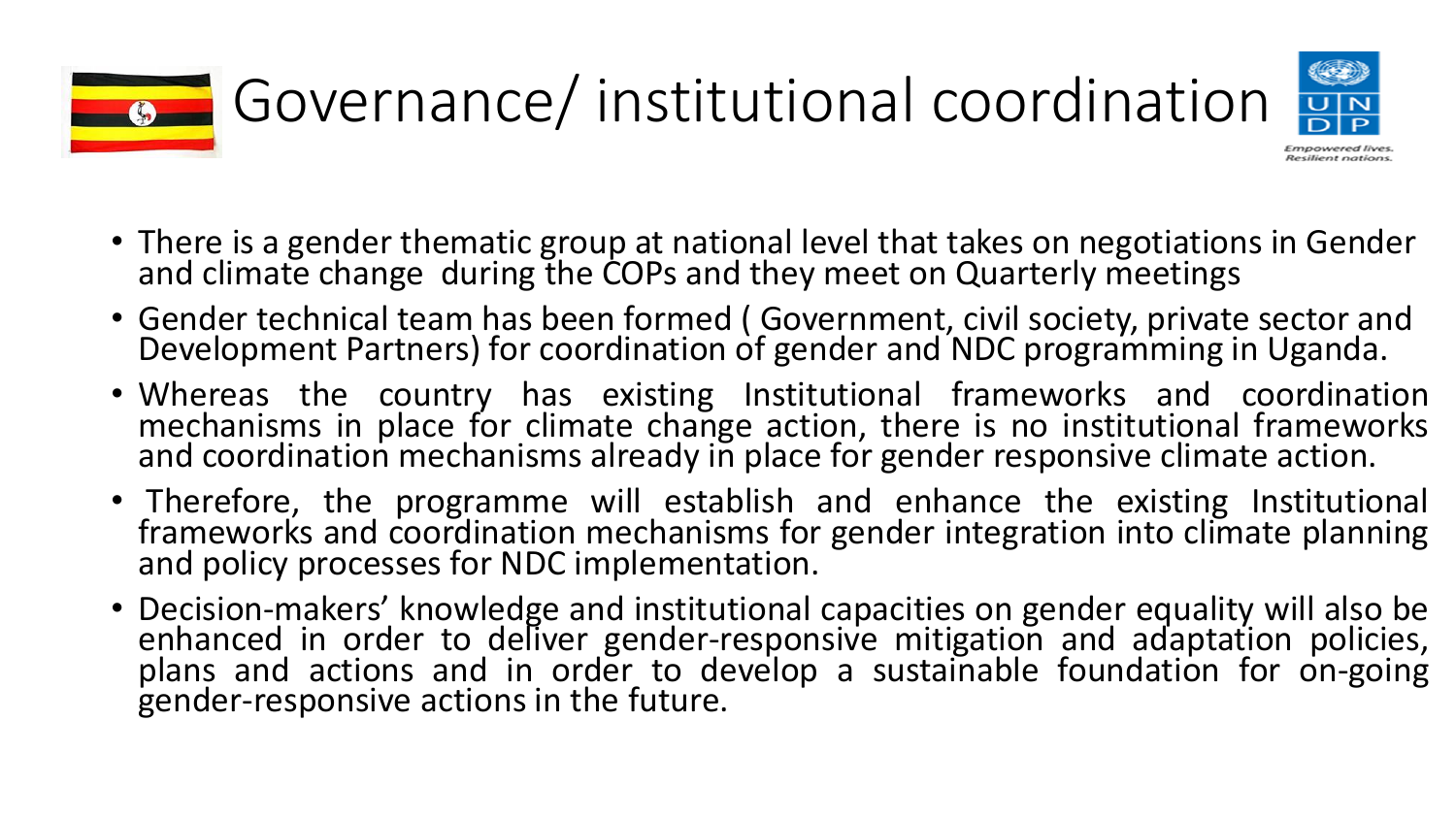# Governance/ institutional coordination

- There is a gender thematic group at national level that takes on negotiations in Gender and climate change during the COPs and they meet on Quarterly meetings
- Gender technical team has been formed ( Government, civil society, private sector and Development Partners) for coordination of gender and NDC programming in Uganda.
- Whereas the country has existing Institutional frameworks and coordination mechanisms in place for climate change action, there is no institutional frameworks and coordination mechanisms already in place for gender responsive climate action.
- Therefore, the programme will establish and enhance the existing Institutional frameworks and coordination mechanisms for gender integration into climate planning and policy processes for NDC implementation.
- Decision-makers' knowledge and institutional capacities on gender equality will also be enhanced in order to deliver gender-responsive mitigation and adaptation policies, plans and actions and in order to develop a sustainable foundation for on-going gender-responsive actions in the future.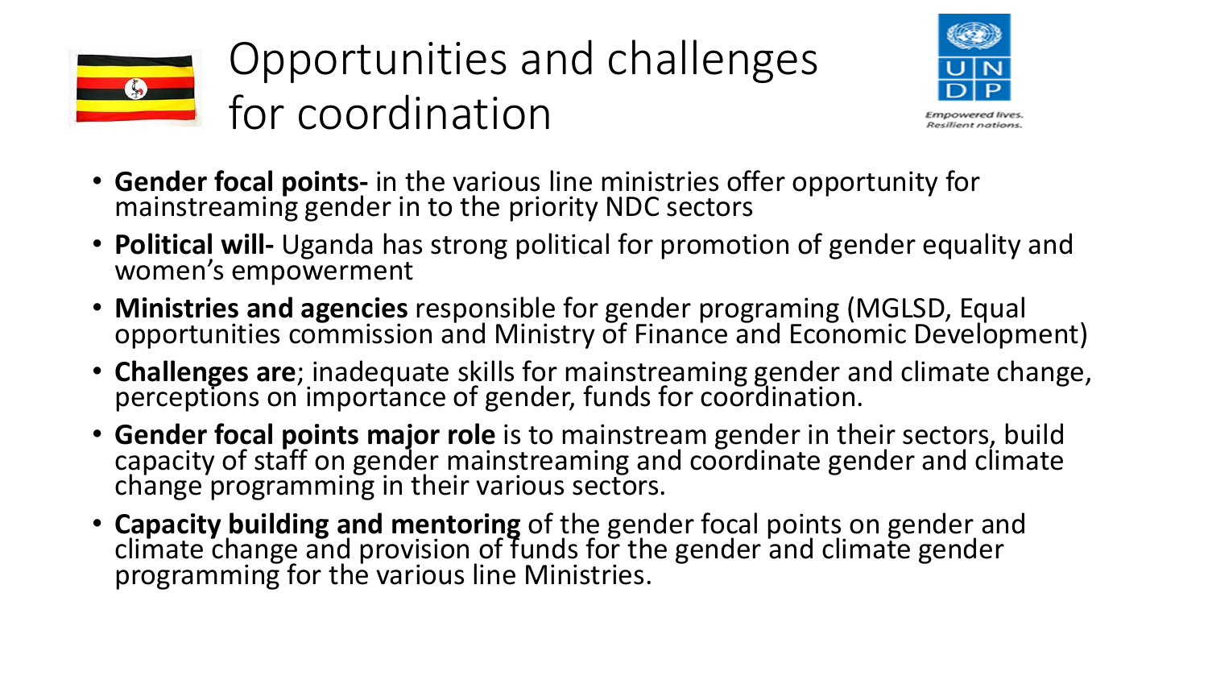# Opportunities and challenges for coordination

- **Gender focal points-** in the various line ministries offer opportunity for mainstreaming gender in to the priority NDC sectors
- **Political will-** Uganda has strong political for promotion of gender equality and women's empowerment
- **Ministries and agencies** responsible for gender programing (MGLSD, Equal opportunities commission and Ministry of Finance and Economic Development)
- **Challenges are**; inadequate skills for mainstreaming gender and climate change, perceptions on importance of gender, funds for coordination.
- **Gender focal points major role** is to mainstream gender in their sectors, build capacity of staff on gender mainstreaming and coordinate gender and climate change programming in their various sectors.
- **Capacity building and mentoring** of the gender focal points on gender and climate change and provision of funds for the gender and climate gender programming for the various line Ministries.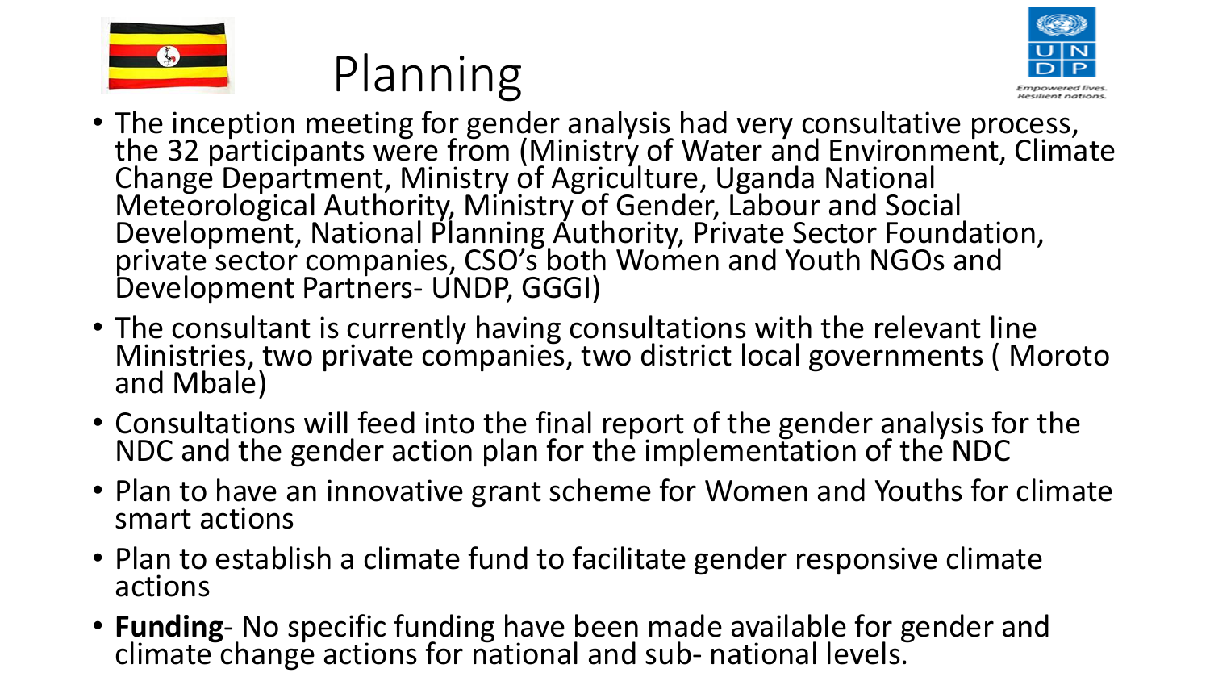# Planning

- The inception meeting for gender analysis had very consultative process, the 32 participants were from (Ministry of Water and Environment, Climate Change Department, Ministry of Agriculture, Uganda National Meteorological Authority, Ministry of Gender, Labour and Social Development, National Planning Authority, Private Sector Foundation, private sector companies, CSO's both Women and Youth NGOs and Development Partners- UNDP, GGGI)
- The consultant is currently having consultations with the relevant line Ministries, two private companies, two district local governments ( Moroto and Mbale)
- Consultations will feed into the final report of the gender analysis for the NDC and the gender action plan for the implementation of the NDC
- Plan to have an innovative grant scheme for Women and Youths for climate smart actions
- Plan to establish a climate fund to facilitate gender responsive climate actions
- **Funding**- No specific funding have been made available for gender and climate change actions for national and sub- national levels.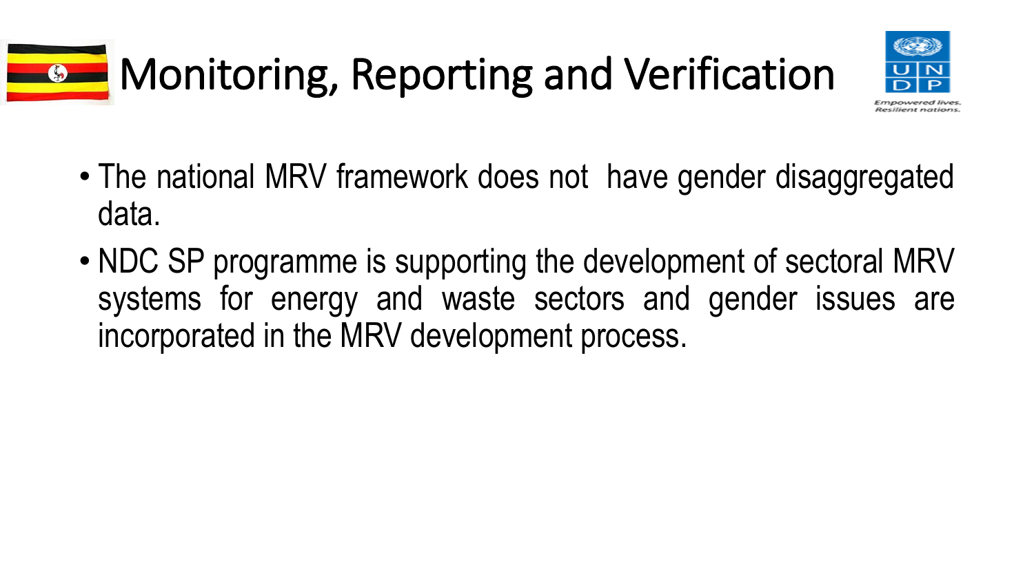# Monitoring, Reporting and Verification

- The national MRV framework does not have gender disaggregated data.
- NDC SP programme is supporting the development of sectoral MRV systems for energy and waste sectors and gender issues are incorporated in the MRV development process.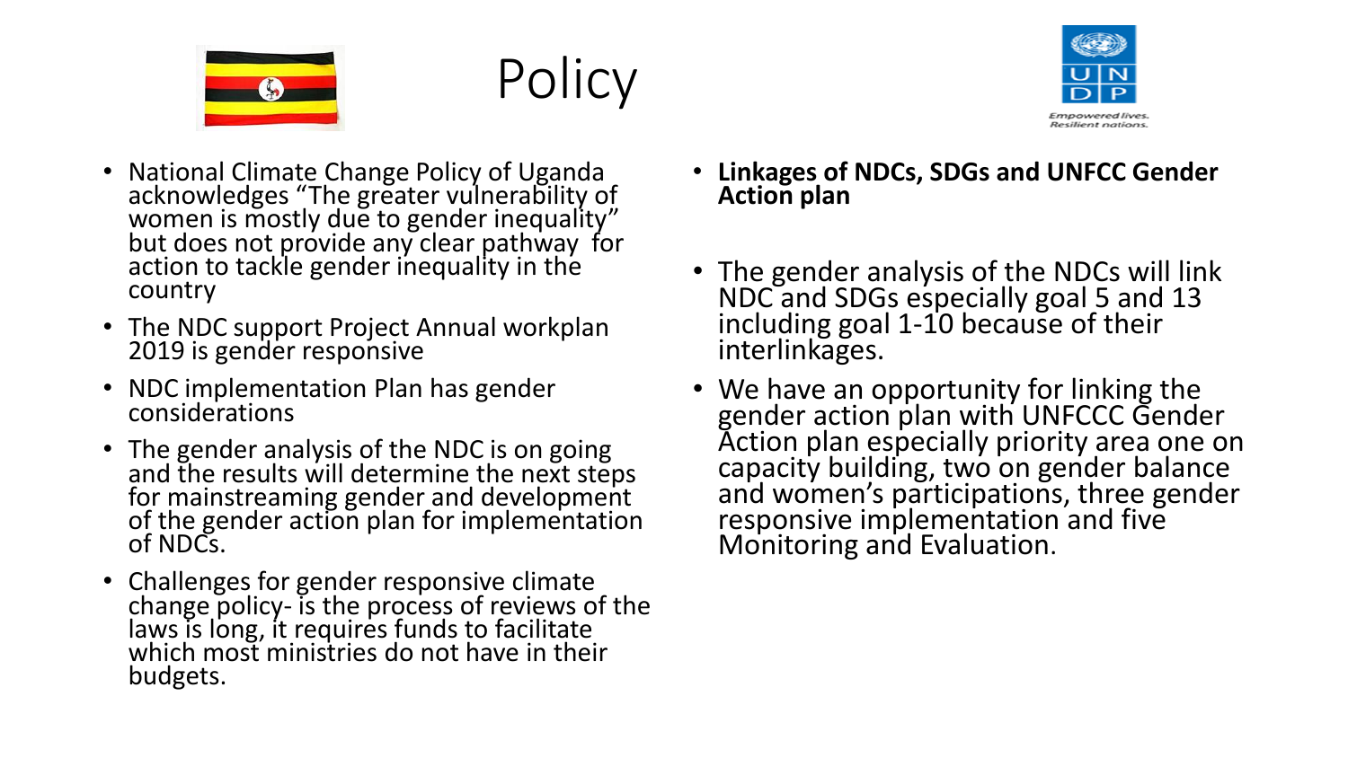# Policy

- National Climate Change Policy of Uganda acknowledges "The greater vulnerability of women is mostly due to gender inequality" but does not provide any clear pathway for action to tackle gender inequality in the country
- The NDC support Project Annual workplan 2019 is gender responsive
- NDC implementation Plan has gender considerations
- The gender analysis of the NDC is on going and the results will determine the next steps for mainstreaming gender and development of the gender action plan for implementation of NDCs.
- Challenges for gender responsive climate change policy- is the process of reviews of the laws is long, it requires funds to facilitate which most ministries do not have in their budgets.

- **Linkages of NDCs, SDGs and UNFCC Gender Action plan**
- The gender analysis of the NDCs will link NDC and SDGs especially goal 5 and 13 including goal 1-10 because of their interlinkages.
- We have an opportunity for linking the gender action plan with UNFCCC Gender Action plan especially priority area one on capacity building, two on gender balance and women's participations, three gender responsive implementation and five Monitoring and Evaluation.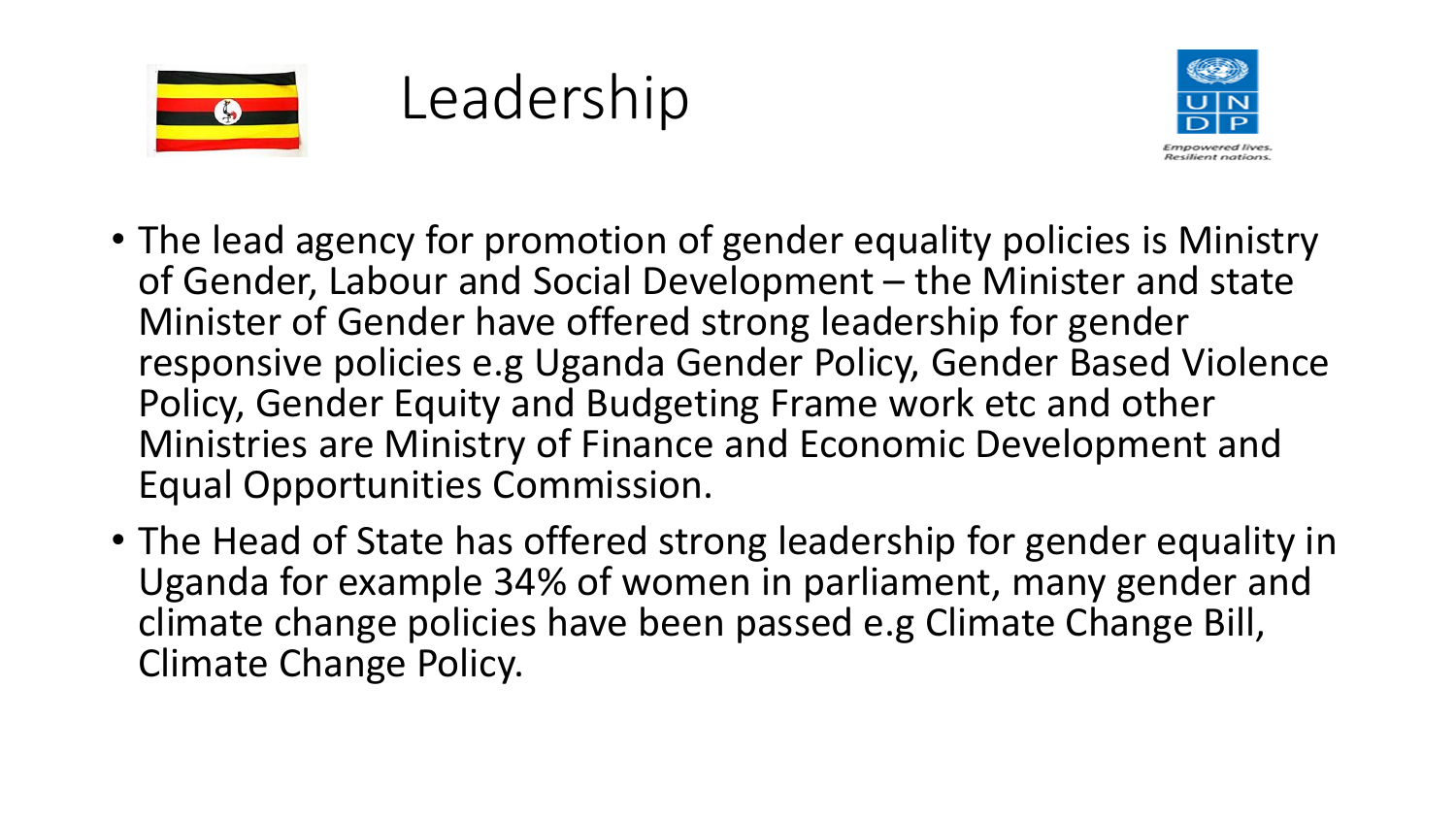# Leadership

- The lead agency for promotion of gender equality policies is Ministry of Gender, Labour and Social Development – the Minister and state Minister of Gender have offered strong leadership for gender responsive policies e.g Uganda Gender Policy, Gender Based Violence Policy, Gender Equity and Budgeting Frame work etc and other Ministries are Ministry of Finance and Economic Development and Equal Opportunities Commission.
- The Head of State has offered strong leadership for gender equality in Uganda for example 34% of women in parliament, many gender and climate change policies have been passed e.g Climate Change Bill, Climate Change Policy.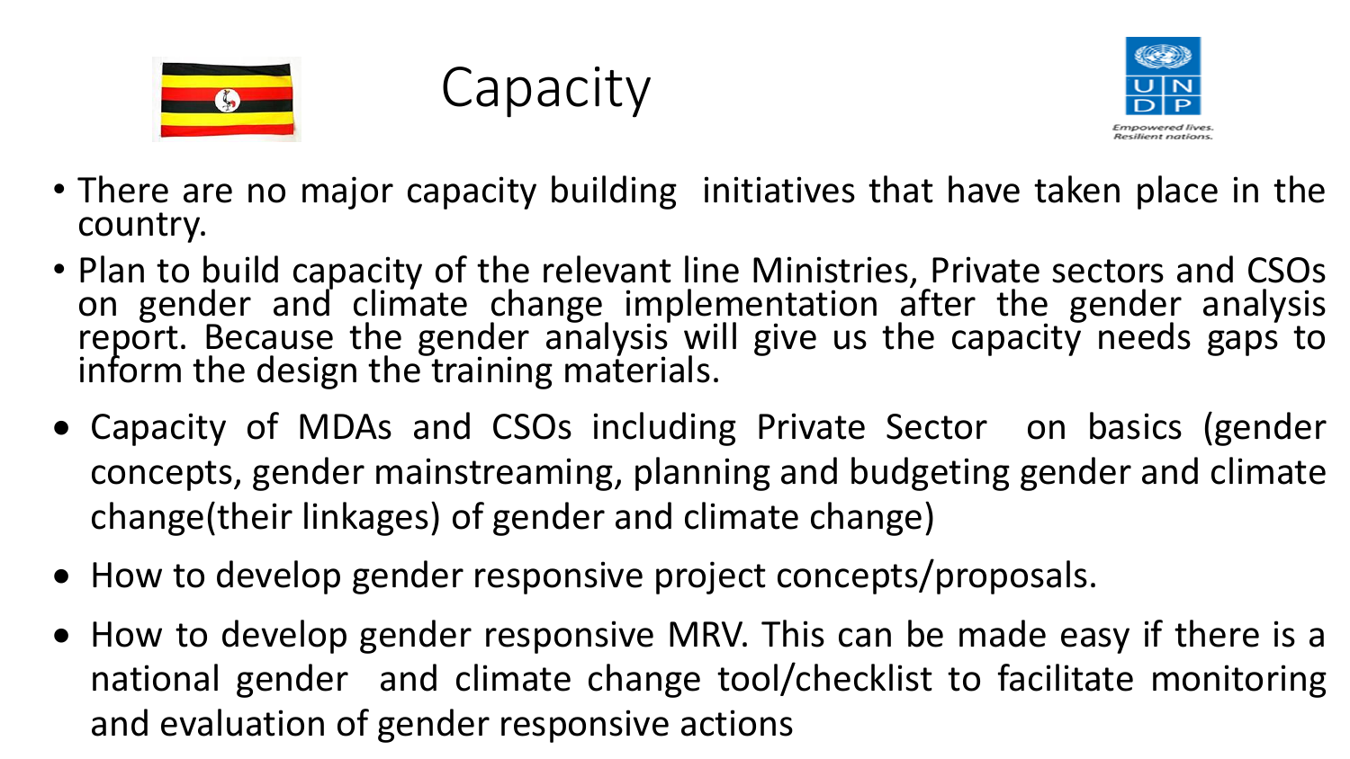# Capacity

- There are no major capacity building initiatives that have taken place in the country.
- Plan to build capacity of the relevant line Ministries, Private sectors and CSOs on gender and climate change implementation after the gender analysis report. Because the gender analysis will give us the capacity needs gaps to inform the design the training materials.
- Capacity of MDAs and CSOs including Private Sector on basics (gender concepts, gender mainstreaming, planning and budgeting gender and climate change(their linkages) of gender and climate change)
- How to develop gender responsive project concepts/proposals.
- How to develop gender responsive MRV. This can be made easy if there is a national gender and climate change tool/checklist to facilitate monitoring and evaluation of gender responsive actions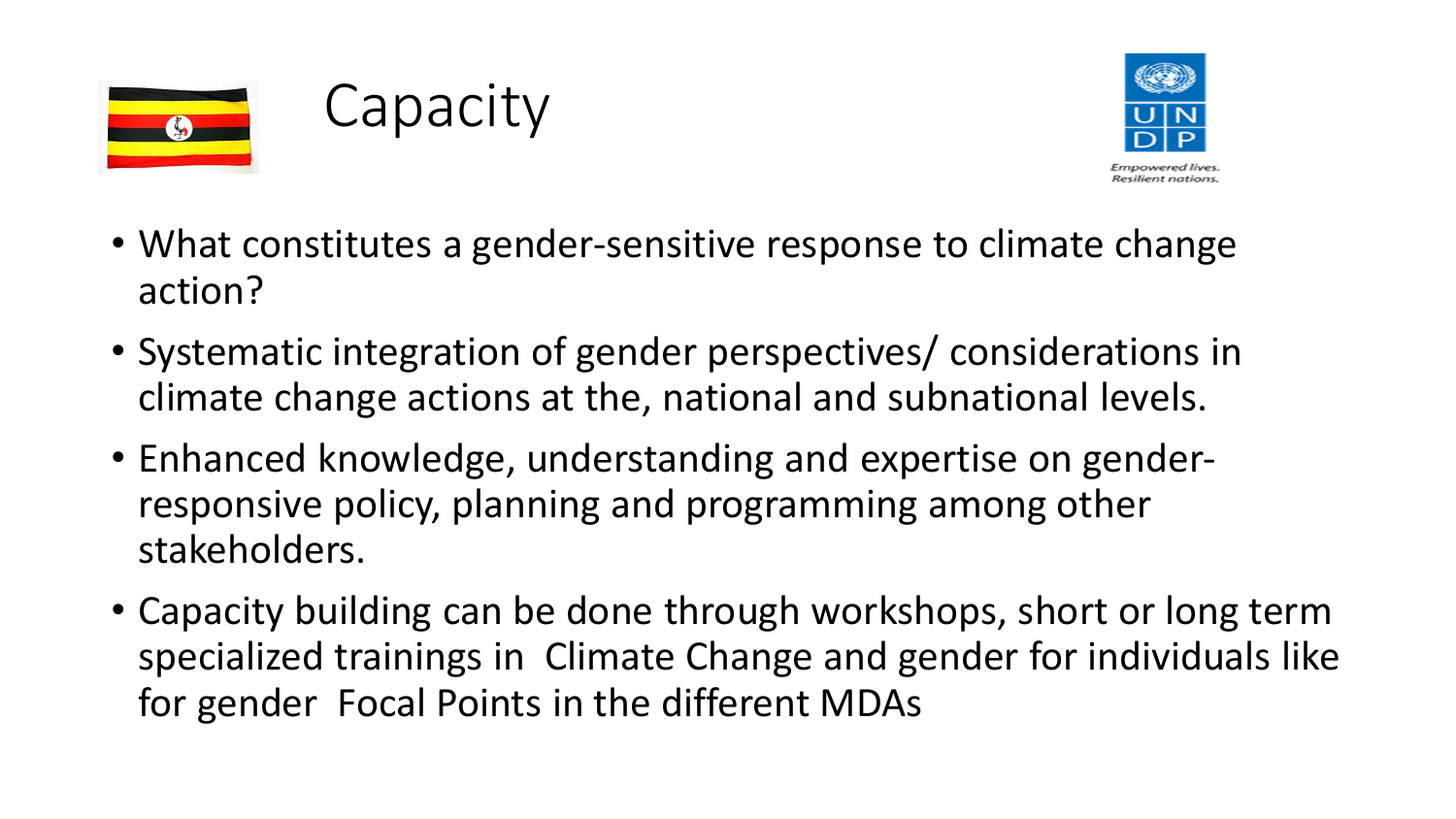# Capacity

- What constitutes a gender-sensitive response to climate change action?
- Systematic integration of gender perspectives/ considerations in climate change actions at the, national and subnational levels.
- Enhanced knowledge, understanding and expertise on gender-responsive policy, planning and programming among other stakeholders.
- Capacity building can be done through workshops, short or long term specialized trainings in Climate Change and gender for individuals like for gender Focal Points in the different MDAs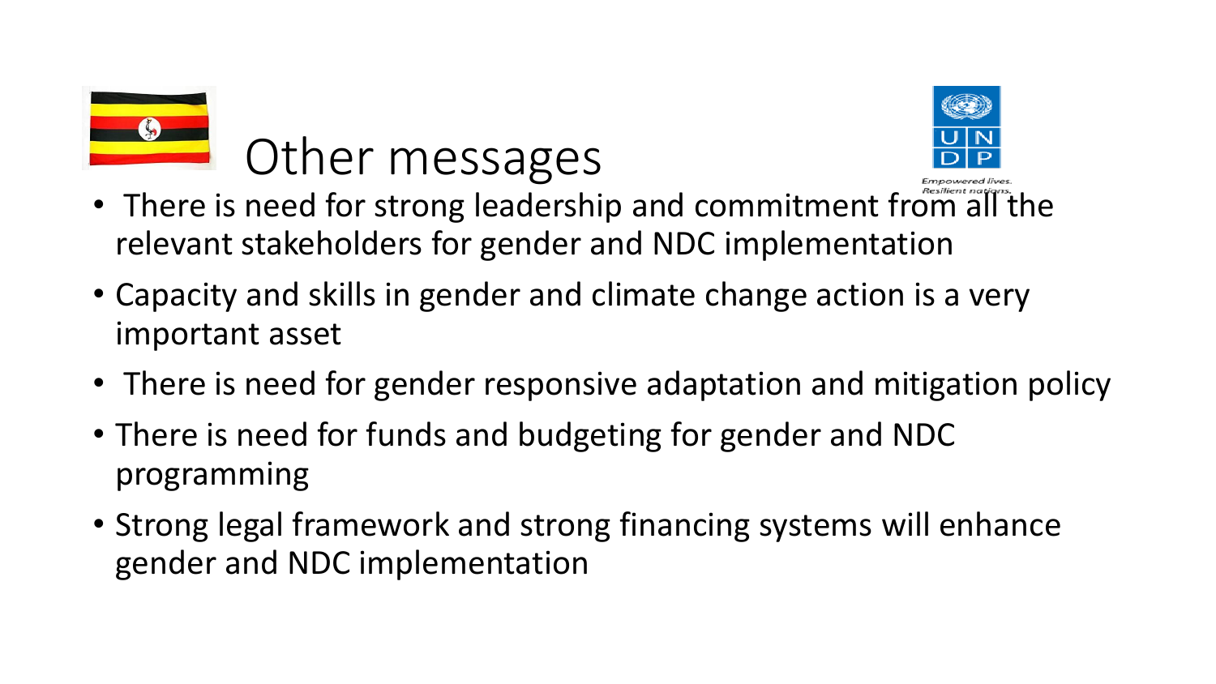# Other messages

- There is need for strong leadership and commitment from all the relevant stakeholders for gender and NDC implementation
- Capacity and skills in gender and climate change action is a very important asset
- There is need for gender responsive adaptation and mitigation policy
- There is need for funds and budgeting for gender and NDC programming
- Strong legal framework and strong financing systems will enhance gender and NDC implementation